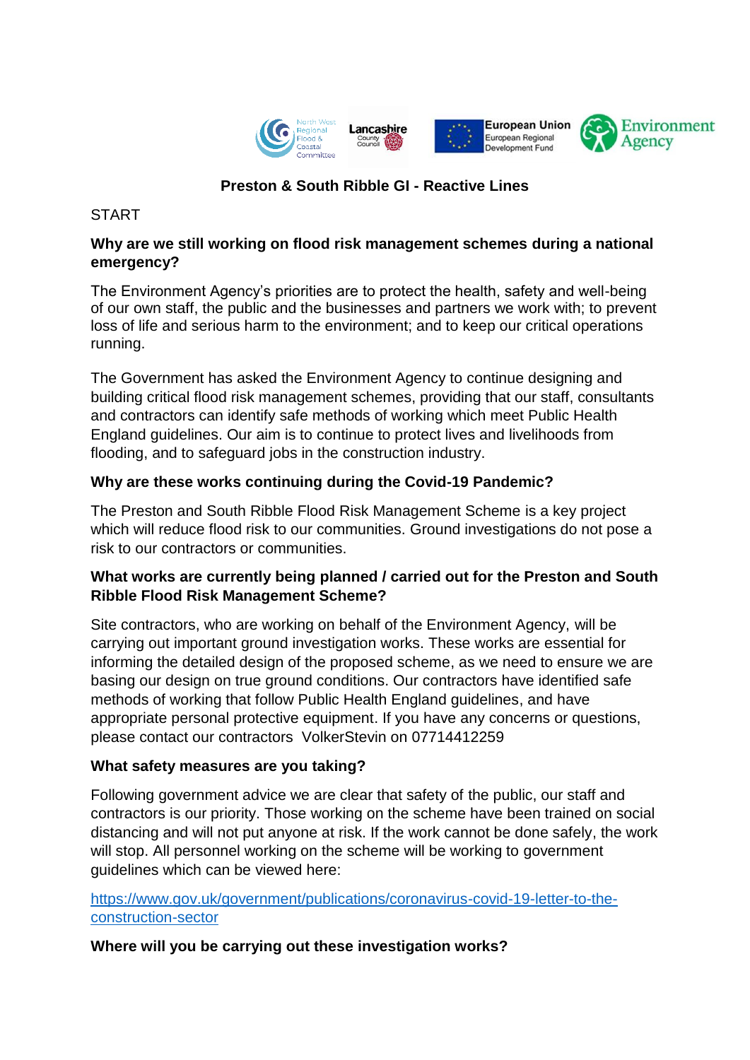# Preston & South Ribble GI - Reactive Lines

START

**Why are we still working on flood risk management schemes during a national emergency?**

The Environment Agency's priorities are to protect the health, safety and well-being of our own staff, the public and the businesses and partners we work with; to prevent loss of life and serious harm to the environment; and to keep our critical operations running.

The Government has asked the Environment Agency to continue designing and building critical flood risk management schemes, providing that our staff, consultants and contractors can identify safe methods of working which meet Public Health England guidelines. Our aim is to continue to protect lives and livelihoods from flooding, and to safeguard jobs in the construction industry.

**Why are these works continuing during the Covid-19 Pandemic?**

The Preston and South Ribble Flood Risk Management Scheme is a key project which will reduce flood risk to our communities. Ground investigations do not pose a risk to our contractors or communities.

**What works are currently being planned / carried out for the Preston and South Ribble Flood Risk Management Scheme?**

Site contractors, who are working on behalf of the Environment Agency, will be carrying out important ground investigation works. These works are essential for informing the detailed design of the proposed scheme, as we need to ensure we are basing our design on true ground conditions. Our contractors have identified safe methods of working that follow Public Health England guidelines, and have appropriate personal protective equipment. If you have any concerns or questions, please contact our contractors VolkerStevin on 07714412259

**What safety measures are you taking?**

Following government advice we are clear that safety of the public, our staff and contractors is our priority. Those working on the scheme have been trained on social distancing and will not put anyone at risk. If the work cannot be done safely, the work will stop. All personnel working on the scheme will be working to government guidelines which can be viewed here:

[https://www.gov.uk/government/publications/coronavirus-covid-19-letter-to-the-construction-sector](https://www.gov.uk/government/publications/coronavirus-covid-19-letter-to-the-construction-sector)

**Where will you be carrying out these investigation works?**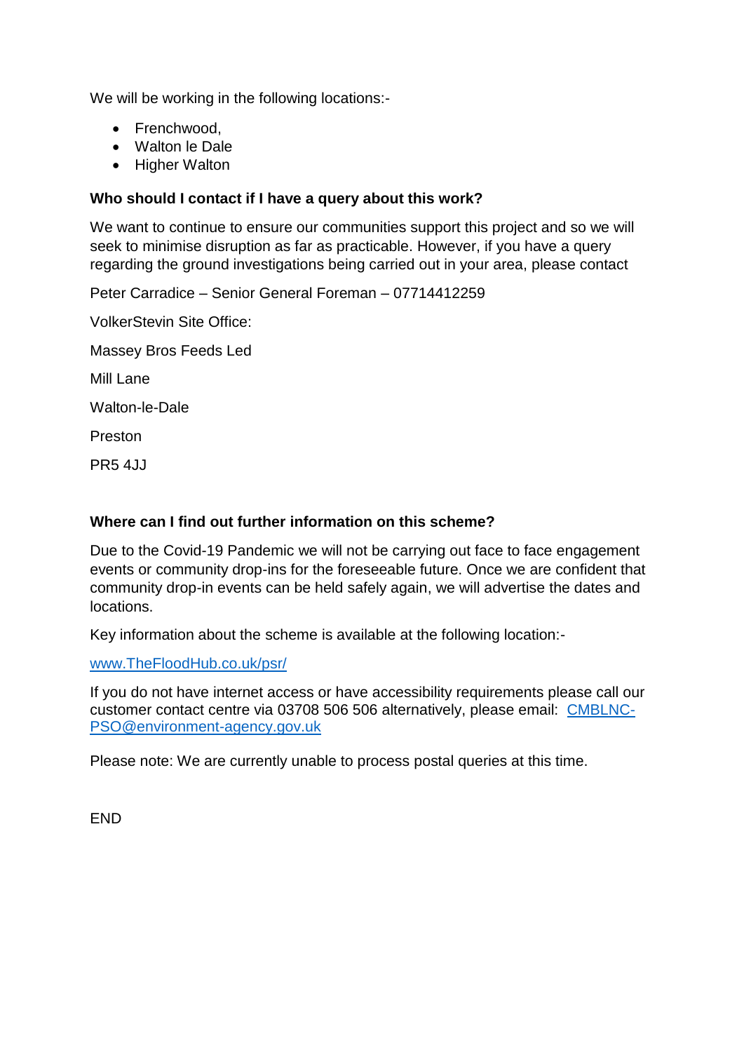We will be working in the following locations:-

- Frenchwood,
- Walton le Dale
- Higher Walton

**Who should I contact if I have a query about this work?**

We want to continue to ensure our communities support this project and so we will seek to minimise disruption as far as practicable. However, if you have a query regarding the ground investigations being carried out in your area, please contact

Peter Carradice – Senior General Foreman – 07714412259

VolkerStevin Site Office:

Massey Bros Feeds Led

Mill Lane

Walton-le-Dale

Preston

PR5 4JJ

**Where can I find out further information on this scheme?**

Due to the Covid-19 Pandemic we will not be carrying out face to face engagement events or community drop-ins for the foreseeable future. Once we are confident that community drop-in events can be held safely again, we will advertise the dates and locations.

Key information about the scheme is available at the following location:-

www.TheFloodHub.co.uk/psr/

If you do not have internet access or have accessibility requirements please call our customer contact centre via 03708 506 506 alternatively, please email: CMBLNC-PSO@environment-agency.gov.uk

Please note: We are currently unable to process postal queries at this time.

END